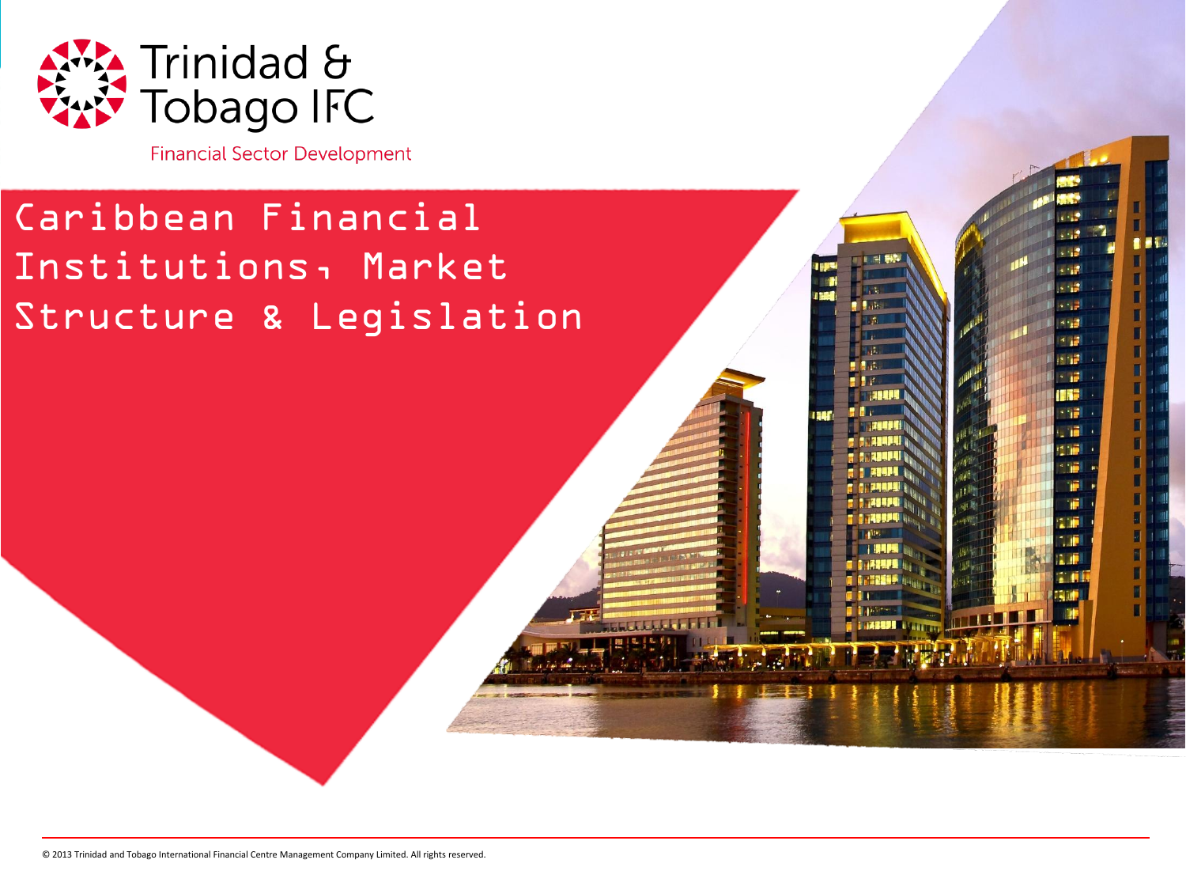Trinidad & Tobago IFC

Financial Sector Development

# Caribbean Financial Institutions, Market Structure & Legislation

© 2013 Trinidad and Tobago International Financial Centre Management Company Limited. All rights reserved.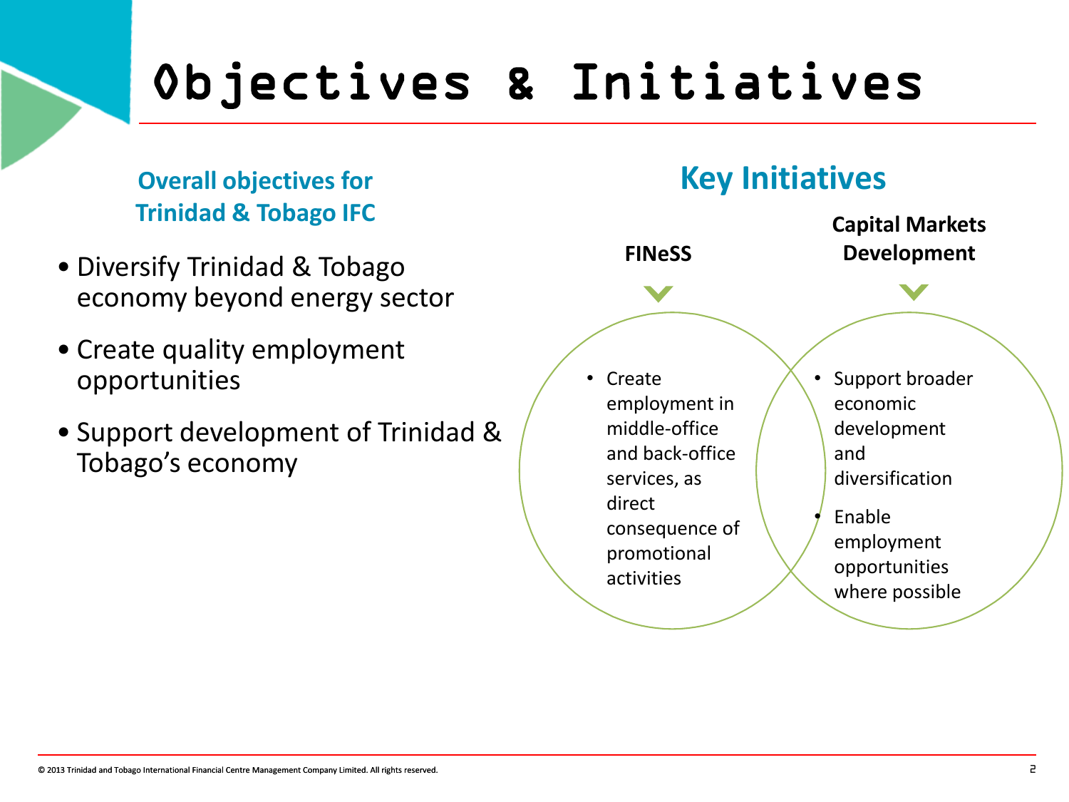# Objectives & Initiatives

### Overall objectives for Trinidad & Tobago IFC

- Diversify Trinidad & Tobago economy beyond energy sector
- Create quality employment opportunities
- Support development of Trinidad & Tobago's economy

## Key Initiatives

**FINeSS**

- Create employment in middle-office and back-office services, as direct consequence of promotional activities

**Capital Markets Development**

- Support broader economic development and diversification
- Enable employment opportunities where possible

© 2013 Trinidad and Tobago International Financial Centre Management Company Limited. All rights reserved.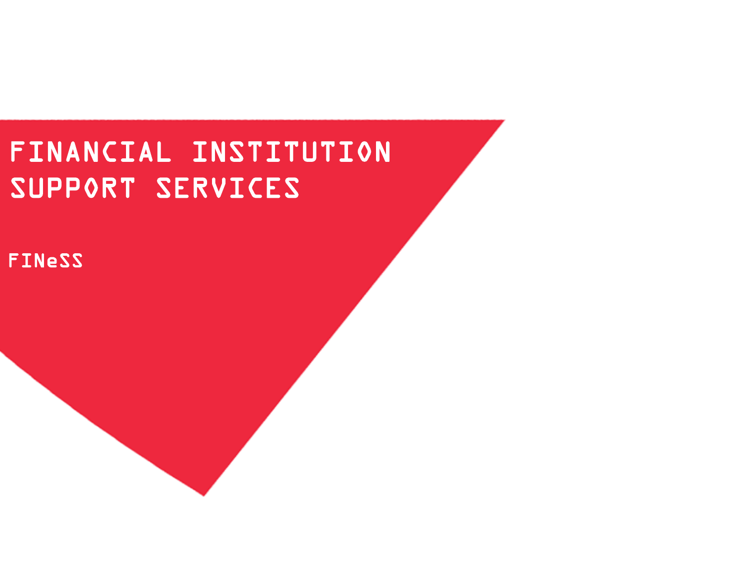# FINANCIAL INSTITUTION SUPPORT SERVICES

FINeSS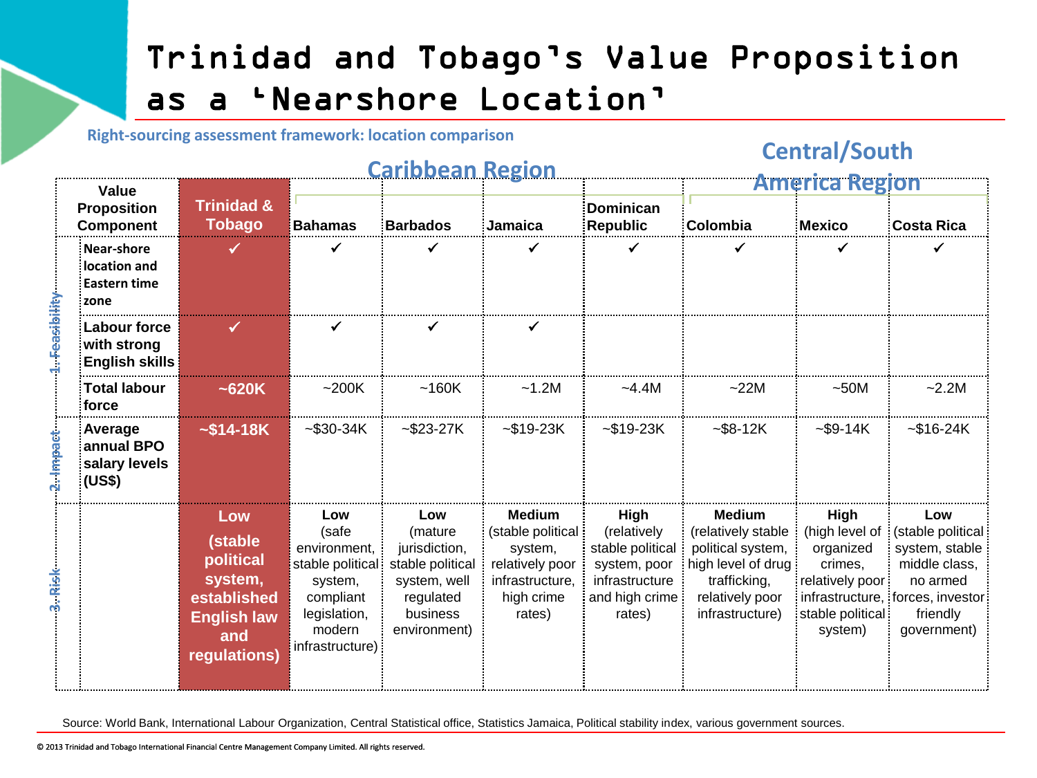# Trinidad and Tobago's Value Proposition as a 'Nearshore Location'

**Right-sourcing assessment framework: location comparison**

| | Value Proposition Component | Trinidad & Tobago | Bahamas | Barbados | Jamaica | Dominican Republic | Colombia | Mexico | Costa Rica |
|---|---|---|---|---|---|---|---|---|---|
| | | | Caribbean Region | | | | Central/South America Region | | |
| 1. Feasibility | Near-shore location and Eastern time zone | ✓ | ✓ | ✓ | ✓ | ✓ | ✓ | ✓ | ✓ |
| | Labour force with strong English skills | ✓ | ✓ | ✓ | ✓ | | | | |
| | Total labour force | ~620K | ~200K | ~160K | ~1.2M | ~4.4M | ~22M | ~50M | ~2.2M |
| 2. Impact | Average annual BPO salary levels (US$) | ~$14-18K | ~$30-34K | ~$23-27K | ~$19-23K | ~$19-23K | ~$8-12K | ~$9-14K | ~$16-24K |
| 3. Risk | | **Low** (stable political system, established English law and regulations) | **Low** (safe environment, stable political system, compliant legislation, modern infrastructure) | **Low** (mature jurisdiction, stable political system, well regulated business environment) | **Medium** (stable political system, relatively poor infrastructure, high crime rates) | **High** (relatively stable political system, poor infrastructure and high crime rates) | **Medium** (relatively stable political system, high level of drug trafficking, relatively poor infrastructure) | **High** (high level of organized crimes, relatively poor infrastructure, stable political system) | **Low** (stable political system, stable middle class, no armed forces, investor friendly government) |

Source: World Bank, International Labour Organization, Central Statistical office, Statistics Jamaica, Political stability index, various government sources.

© 2013 Trinidad and Tobago International Financial Centre Management Company Limited. All rights reserved.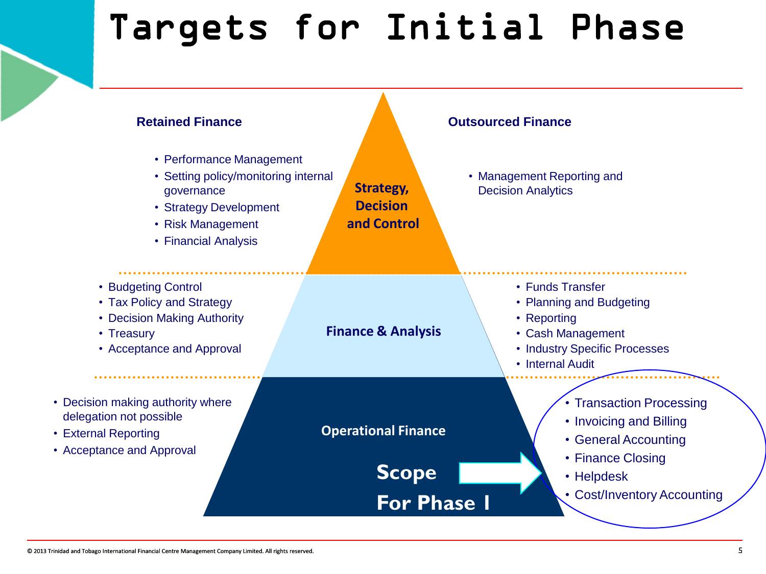# Targets for Initial Phase

| Retained Finance | Pyramid Level | Outsourced Finance |
| --- | --- | --- |
| • Performance Management<br>• Setting policy/monitoring internal governance<br>• Strategy Development<br>• Risk Management<br>• Financial Analysis | **Strategy, Decision and Control** | • Management Reporting and Decision Analytics |
| • Budgeting Control<br>• Tax Policy and Strategy<br>• Decision Making Authority<br>• Treasury<br>• Acceptance and Approval | **Finance & Analysis** | • Funds Transfer<br>• Planning and Budgeting<br>• Reporting<br>• Cash Management<br>• Industry Specific Processes<br>• Internal Audit |
| • Decision making authority where delegation not possible<br>• External Reporting<br>• Acceptance and Approval | **Operational Finance** | • Transaction Processing<br>• Invoicing and Billing<br>• General Accounting<br>• Finance Closing<br>• Helpdesk<br>• Cost/Inventory Accounting |

**Scope For Phase I** → Transaction Processing, Invoicing and Billing, General Accounting, Finance Closing, Helpdesk, Cost/Inventory Accounting

© 2013 Trinidad and Tobago International Financial Centre Management Company Limited. All rights reserved.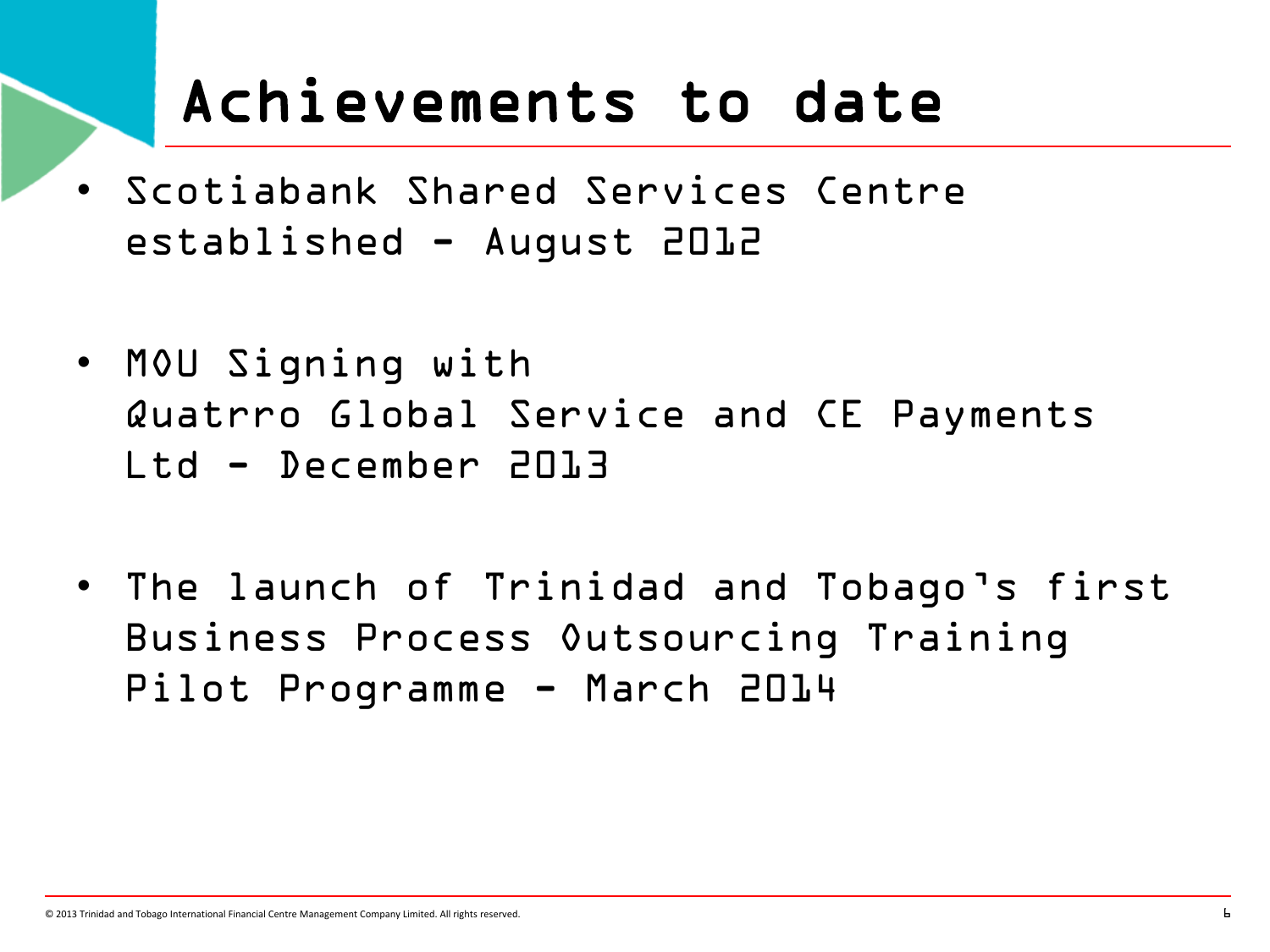# Achievements to date

- Scotiabank Shared Services Centre established - August 2012
- MOU Signing with Quatrro Global Service and CE Payments Ltd - December 2013
- The launch of Trinidad and Tobago's first Business Process Outsourcing Training Pilot Programme - March 2014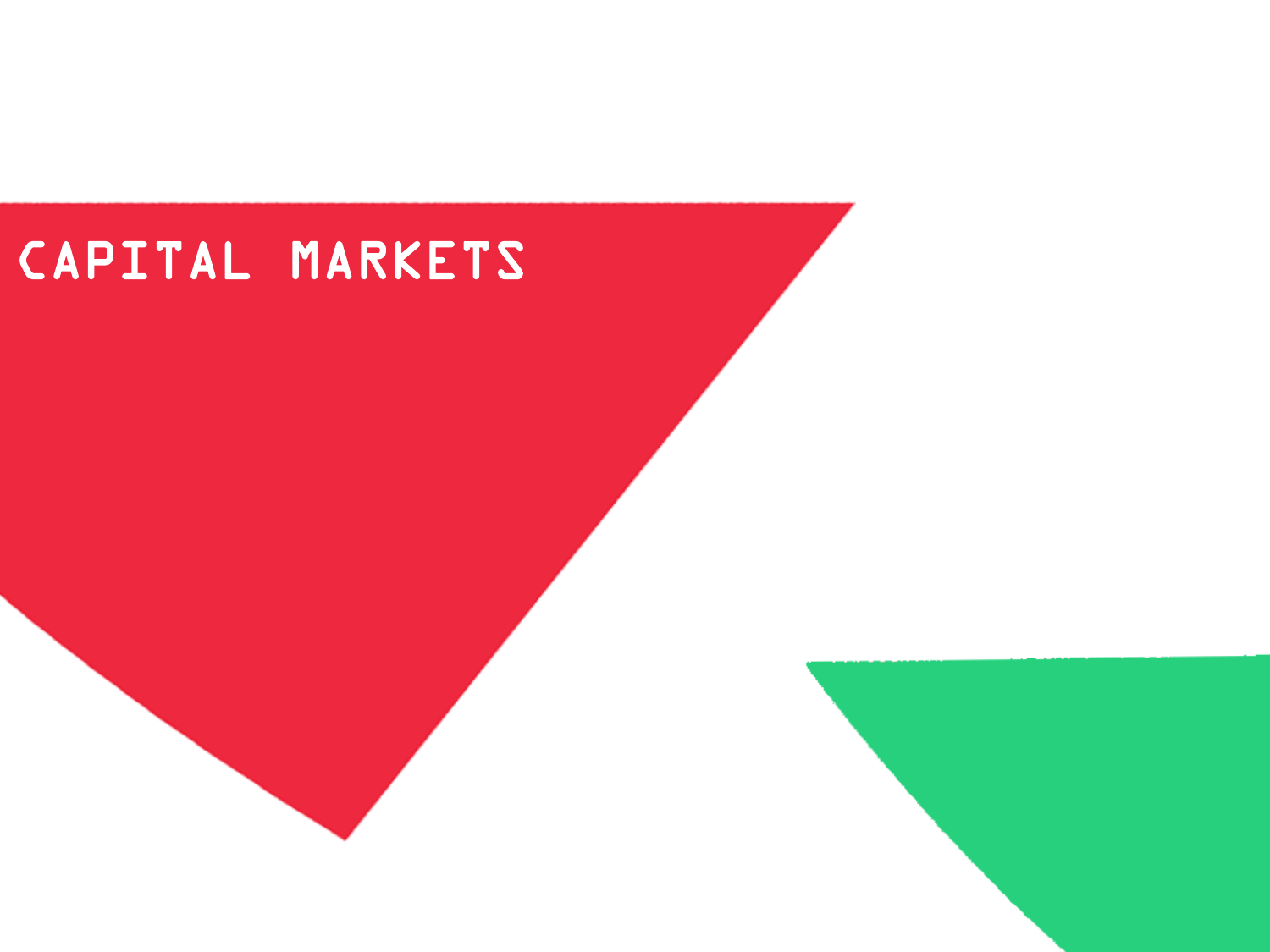# CAPITAL MARKETS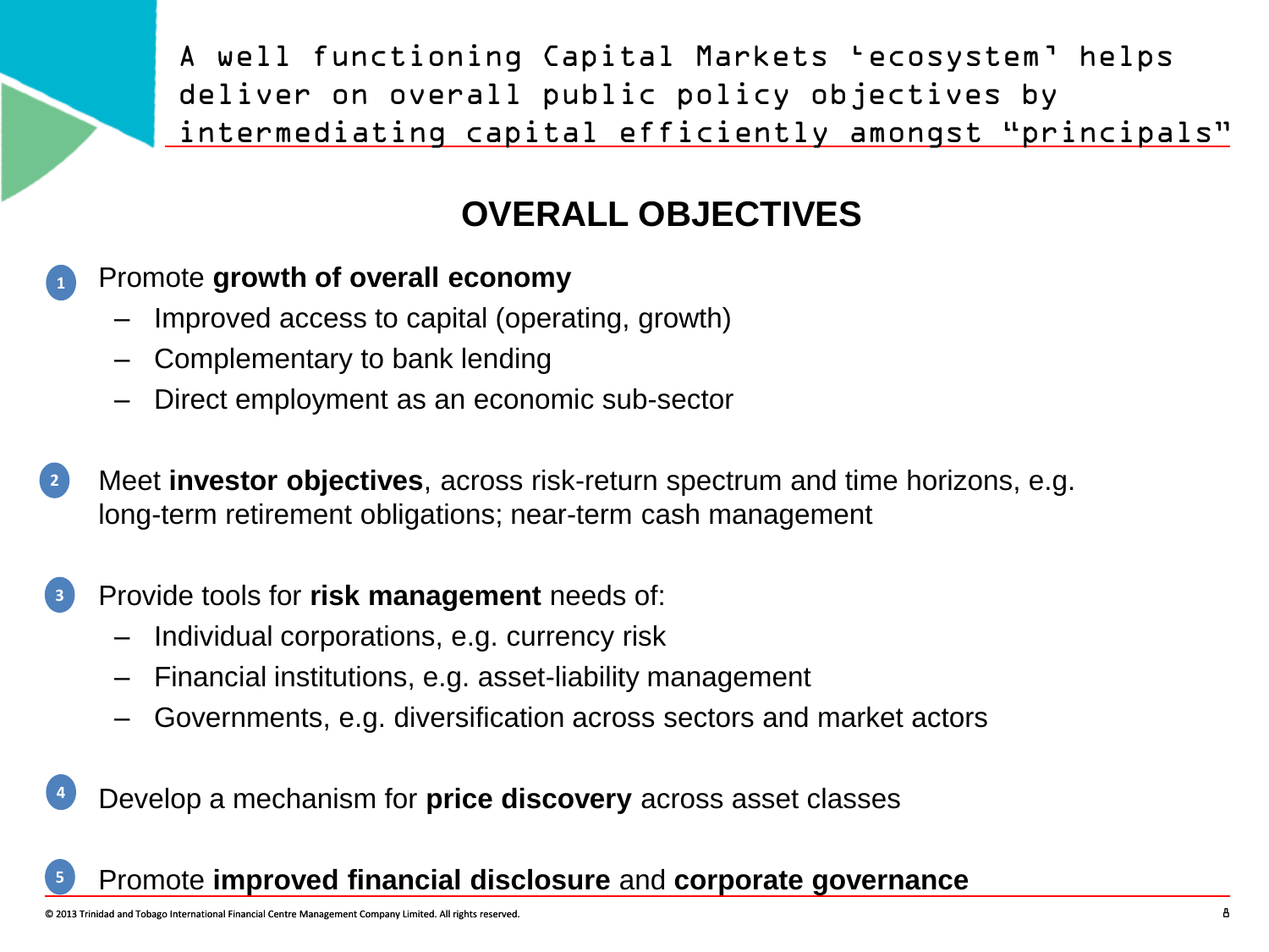# A well functioning Capital Markets 'ecosystem' helps deliver on overall public policy objectives by intermediating capital efficiently amongst "principals"

## OVERALL OBJECTIVES

1. Promote **growth of overall economy**
   - Improved access to capital (operating, growth)
   - Complementary to bank lending
   - Direct employment as an economic sub-sector

2. Meet **investor objectives**, across risk-return spectrum and time horizons, e.g. long-term retirement obligations; near-term cash management

3. Provide tools for **risk management** needs of:
   - Individual corporations, e.g. currency risk
   - Financial institutions, e.g. asset-liability management
   - Governments, e.g. diversification across sectors and market actors

4. Develop a mechanism for **price discovery** across asset classes

5. Promote **improved financial disclosure** and **corporate governance**

© 2013 Trinidad and Tobago International Financial Centre Management Company Limited. All rights reserved.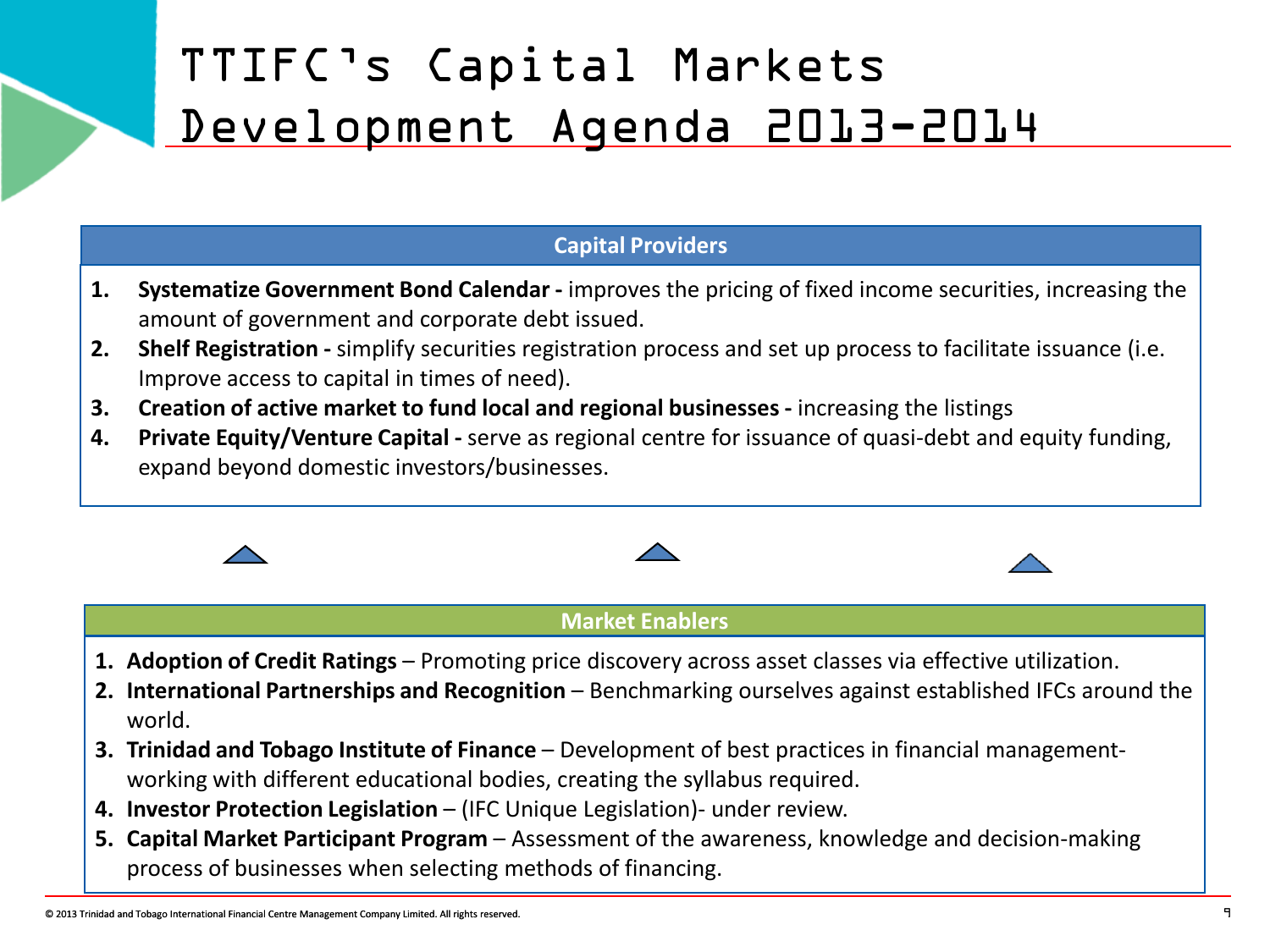# TTIFC's Capital Markets Development Agenda 2013-2014

## Capital Providers

1. **Systematize Government Bond Calendar -** improves the pricing of fixed income securities, increasing the amount of government and corporate debt issued.
2. **Shelf Registration -** simplify securities registration process and set up process to facilitate issuance (i.e. Improve access to capital in times of need).
3. **Creation of active market to fund local and regional businesses -** increasing the listings
4. **Private Equity/Venture Capital -** serve as regional centre for issuance of quasi-debt and equity funding, expand beyond domestic investors/businesses.

## Market Enablers

1. **Adoption of Credit Ratings** – Promoting price discovery across asset classes via effective utilization.
2. **International Partnerships and Recognition** – Benchmarking ourselves against established IFCs around the world.
3. **Trinidad and Tobago Institute of Finance** – Development of best practices in financial management- working with different educational bodies, creating the syllabus required.
4. **Investor Protection Legislation** – (IFC Unique Legislation)- under review.
5. **Capital Market Participant Program** – Assessment of the awareness, knowledge and decision-making process of businesses when selecting methods of financing.

© 2013 Trinidad and Tobago International Financial Centre Management Company Limited. All rights reserved.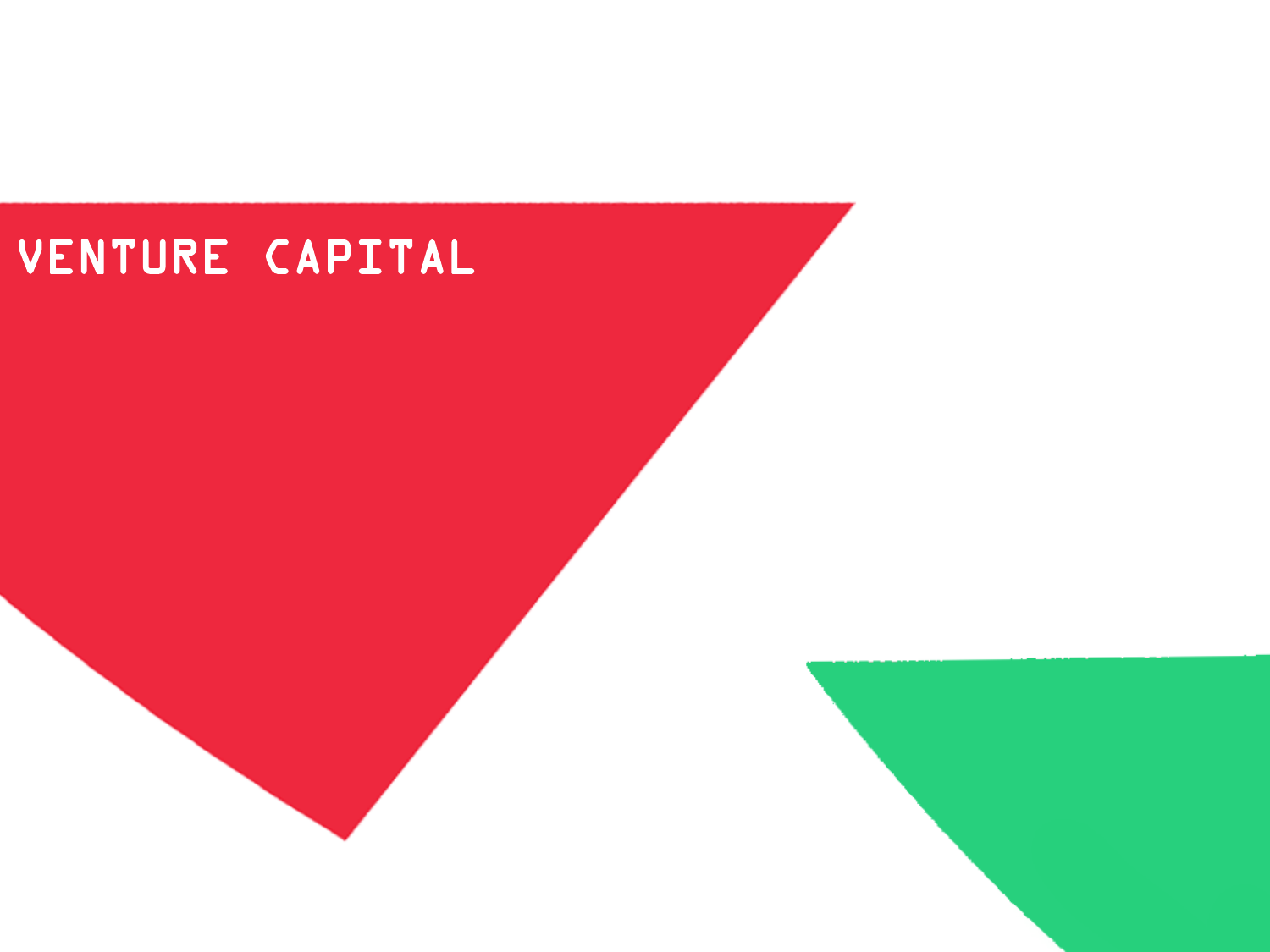# VENTURE CAPITAL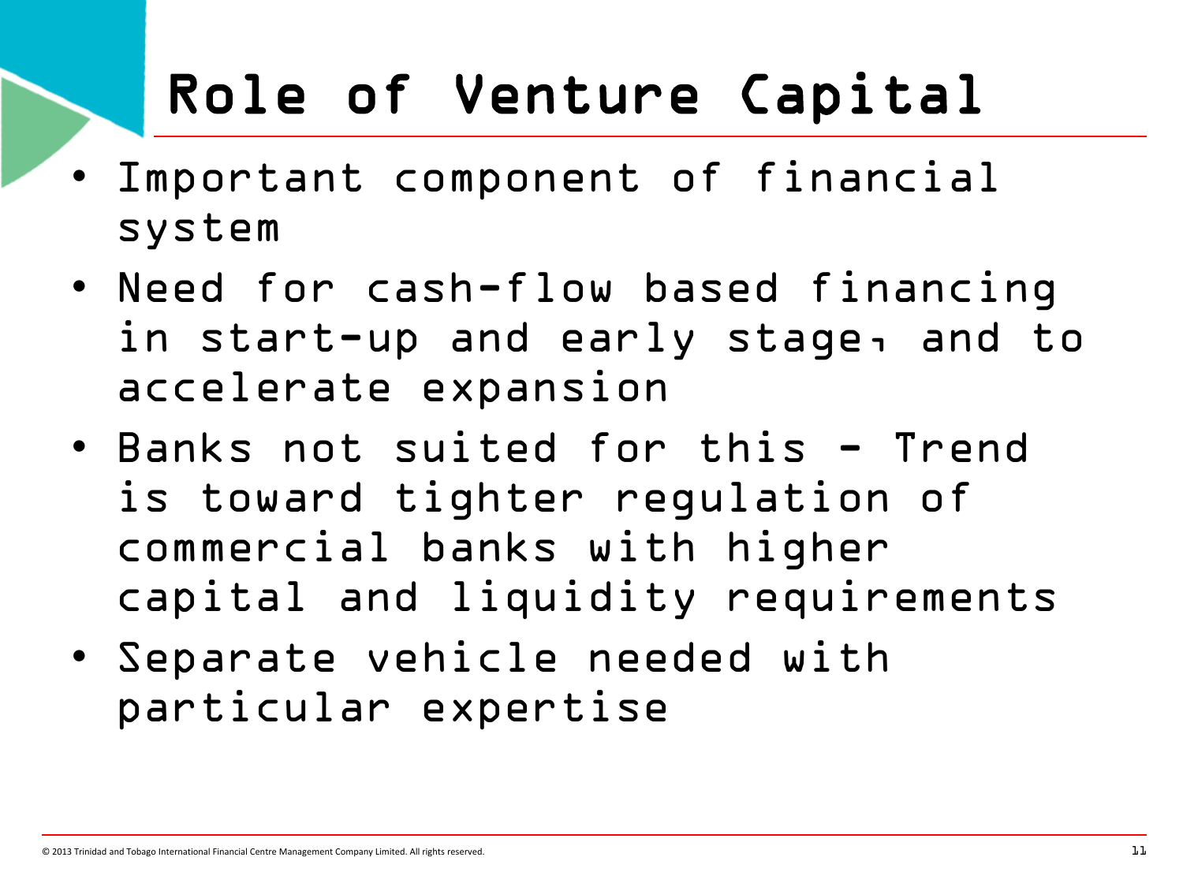# Role of Venture Capital

- Important component of financial system
- Need for cash-flow based financing in start-up and early stage, and to accelerate expansion
- Banks not suited for this - Trend is toward tighter regulation of commercial banks with higher capital and liquidity requirements
- Separate vehicle needed with particular expertise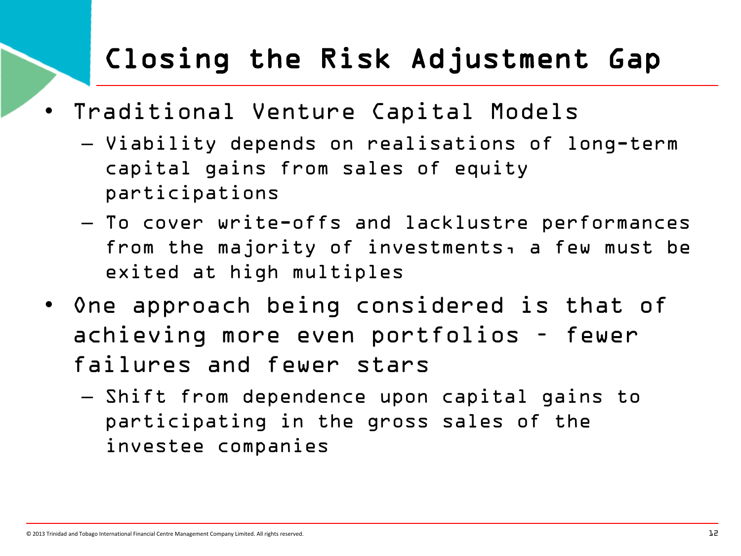# Closing the Risk Adjustment Gap

- Traditional Venture Capital Models
  - Viability depends on realisations of long-term capital gains from sales of equity participations
  - To cover write-offs and lacklustre performances from the majority of investments, a few must be exited at high multiples
- One approach being considered is that of achieving more even portfolios – fewer failures and fewer stars
  - Shift from dependence upon capital gains to participating in the gross sales of the investee companies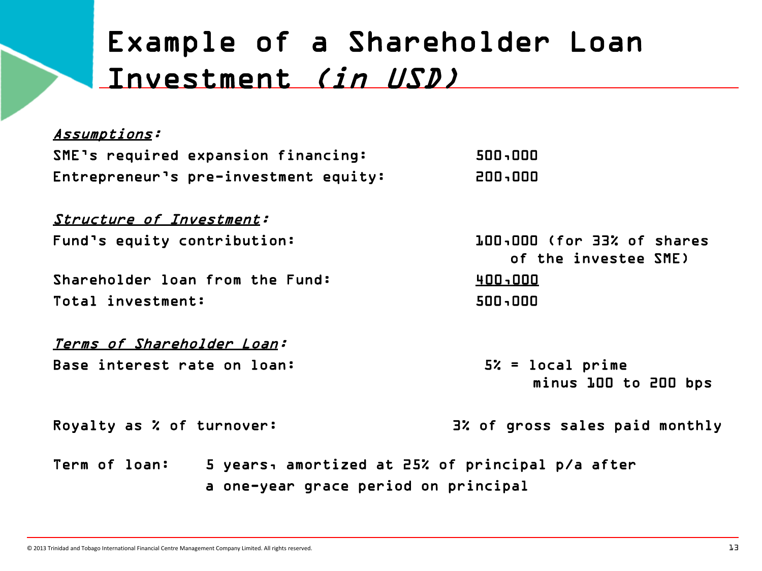# Example of a Shareholder Loan Investment *(in USD)*

*Assumptions*:

| | |
|---|---|
| SME's required expansion financing: | 500,000 |
| Entrepreneur's pre-investment equity: | 200,000 |

*Structure of Investment*:

| | |
|---|---|
| Fund's equity contribution: | 100,000 (for 33% of shares of the investee SME) |
| Shareholder loan from the Fund: | 400,000 |
| Total investment: | 500,000 |

*Terms of Shareholder Loan*:

| | |
|---|---|
| Base interest rate on loan: | 5% = local prime minus 100 to 200 bps |
| Royalty as % of turnover: | 3% of gross sales paid monthly |
| Term of loan: | 5 years, amortized at 25% of principal p/a after a one-year grace period on principal |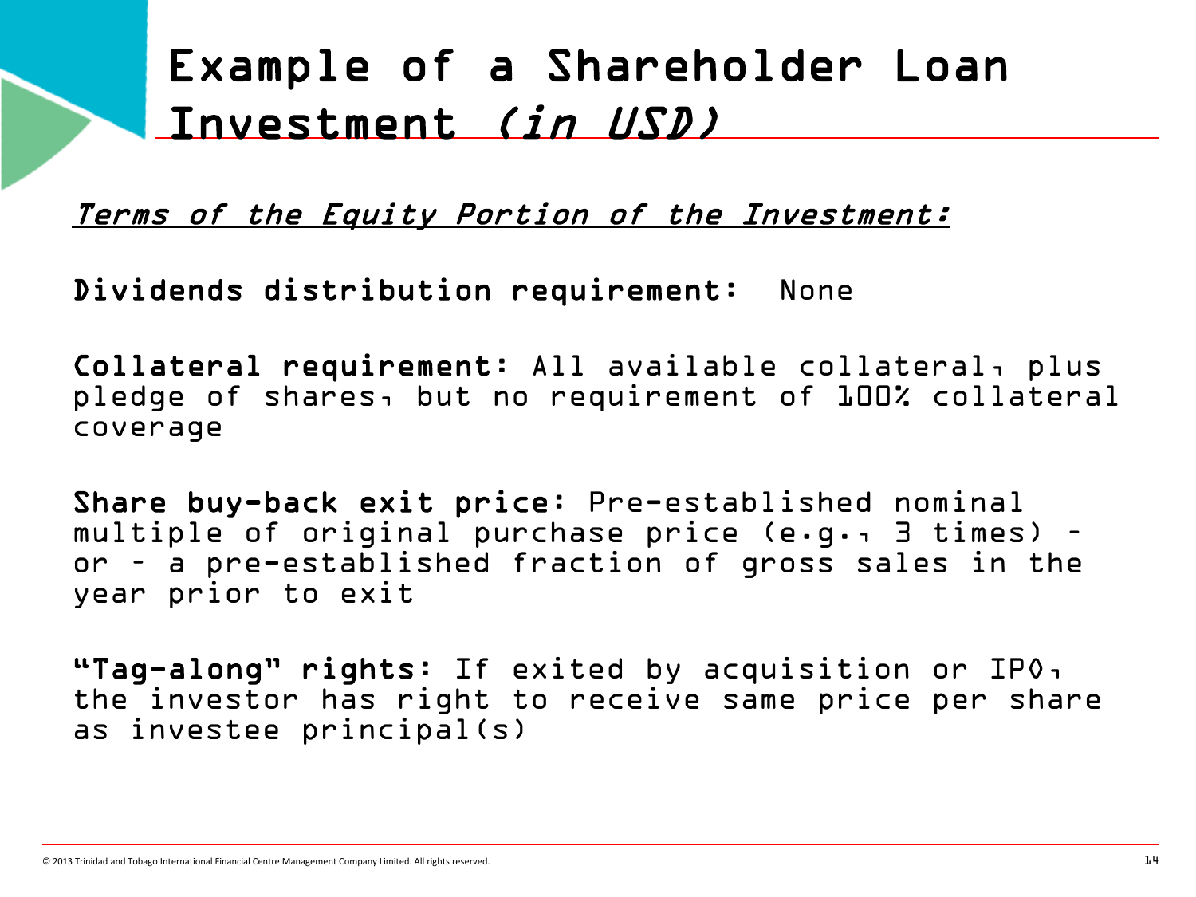# Example of a Shareholder Loan Investment *(in USD)*

*Terms of the Equity Portion of the Investment:*

**Dividends distribution requirement:** None

**Collateral requirement:** All available collateral, plus pledge of shares, but no requirement of 100% collateral coverage

**Share buy-back exit price:** Pre-established nominal multiple of original purchase price (e.g., 3 times) – or – a pre-established fraction of gross sales in the year prior to exit

**"Tag-along" rights:** If exited by acquisition or IPO, the investor has right to receive same price per share as investee principal(s)

© 2013 Trinidad and Tobago International Financial Centre Management Company Limited. All rights reserved.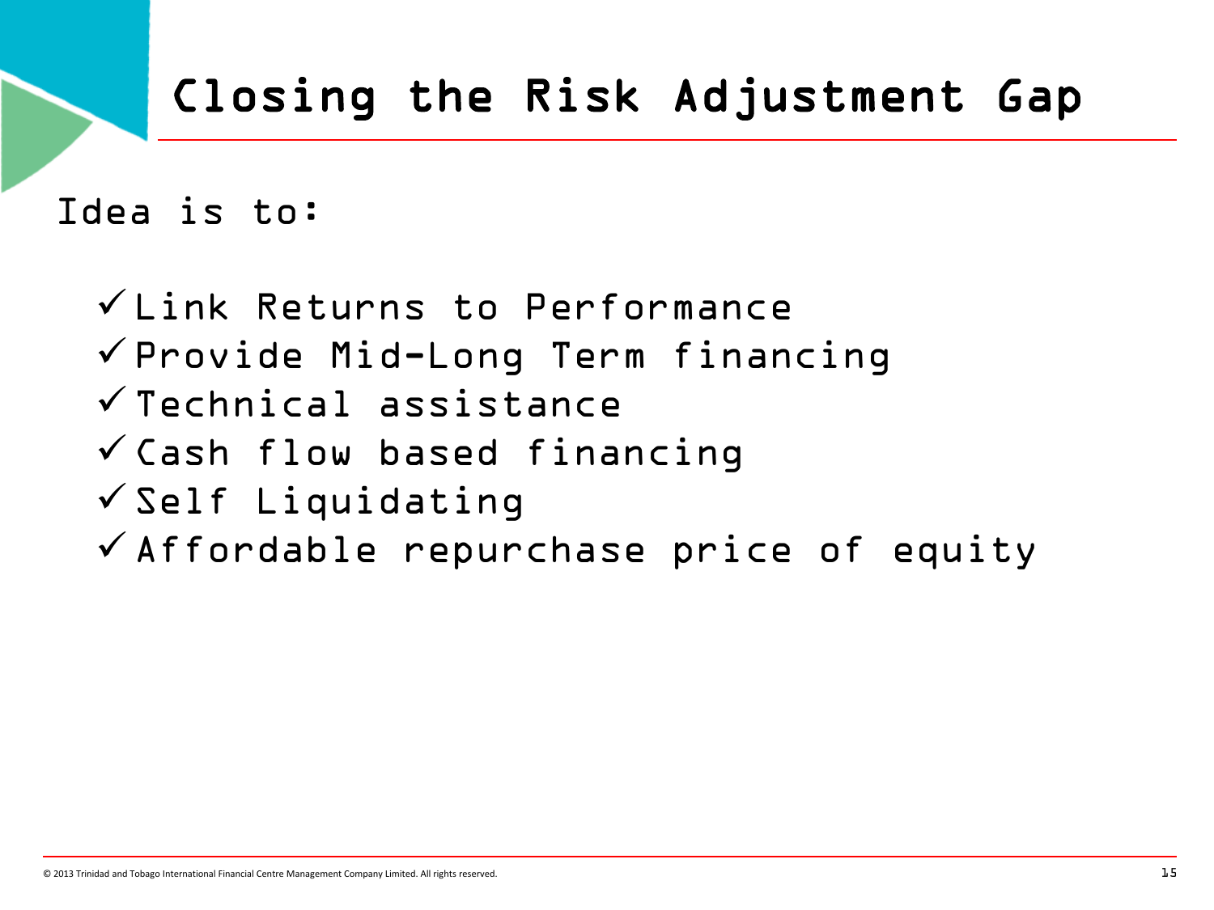# Closing the Risk Adjustment Gap

Idea is to:

- ✓ Link Returns to Performance
- ✓ Provide Mid-Long Term financing
- ✓ Technical assistance
- ✓ Cash flow based financing
- ✓ Self Liquidating
- ✓ Affordable repurchase price of equity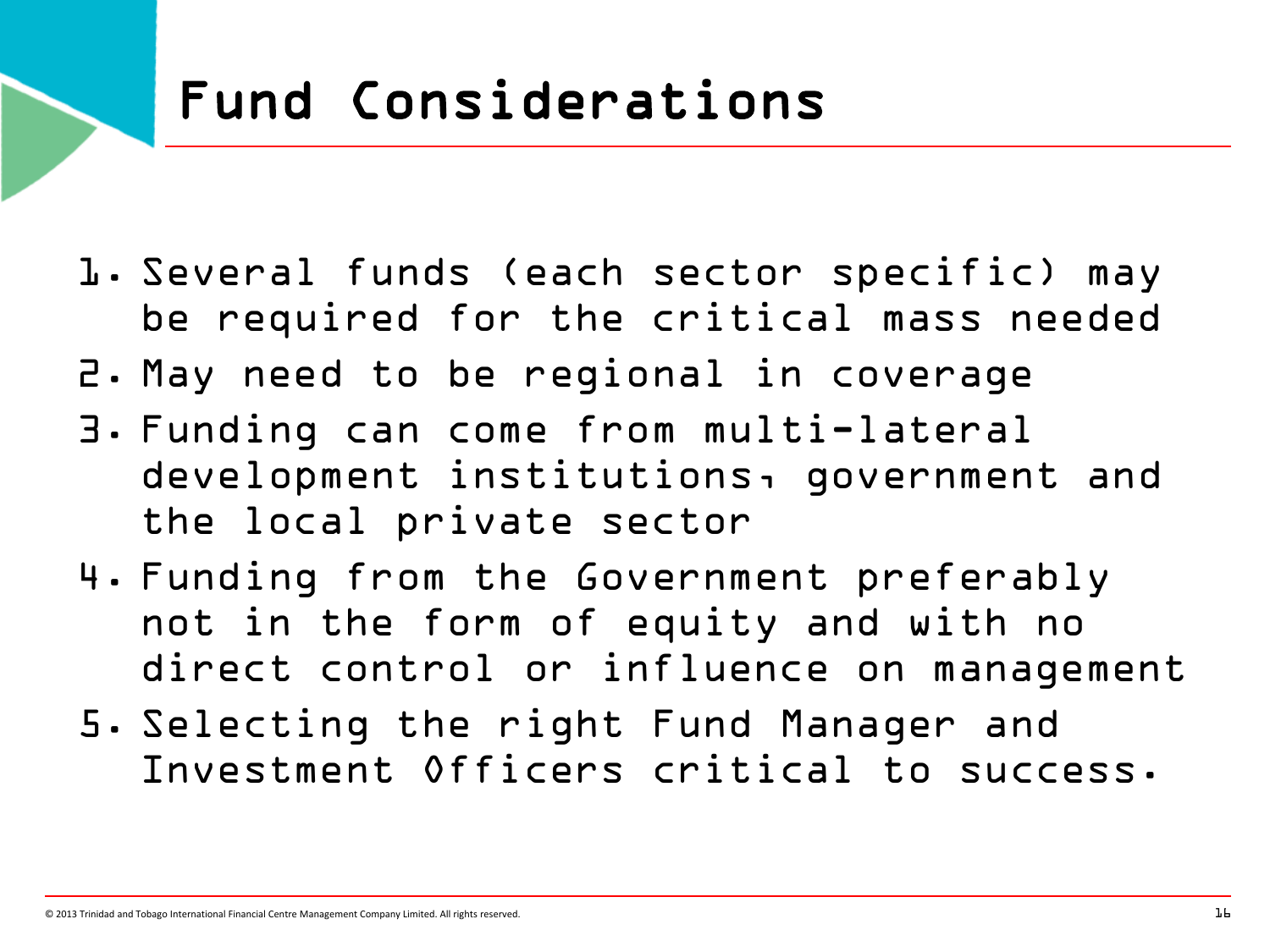# Fund Considerations

1. Several funds (each sector specific) may be required for the critical mass needed
2. May need to be regional in coverage
3. Funding can come from multi-lateral development institutions, government and the local private sector
4. Funding from the Government preferably not in the form of equity and with no direct control or influence on management
5. Selecting the right Fund Manager and Investment Officers critical to success.

© 2013 Trinidad and Tobago International Financial Centre Management Company Limited. All rights reserved.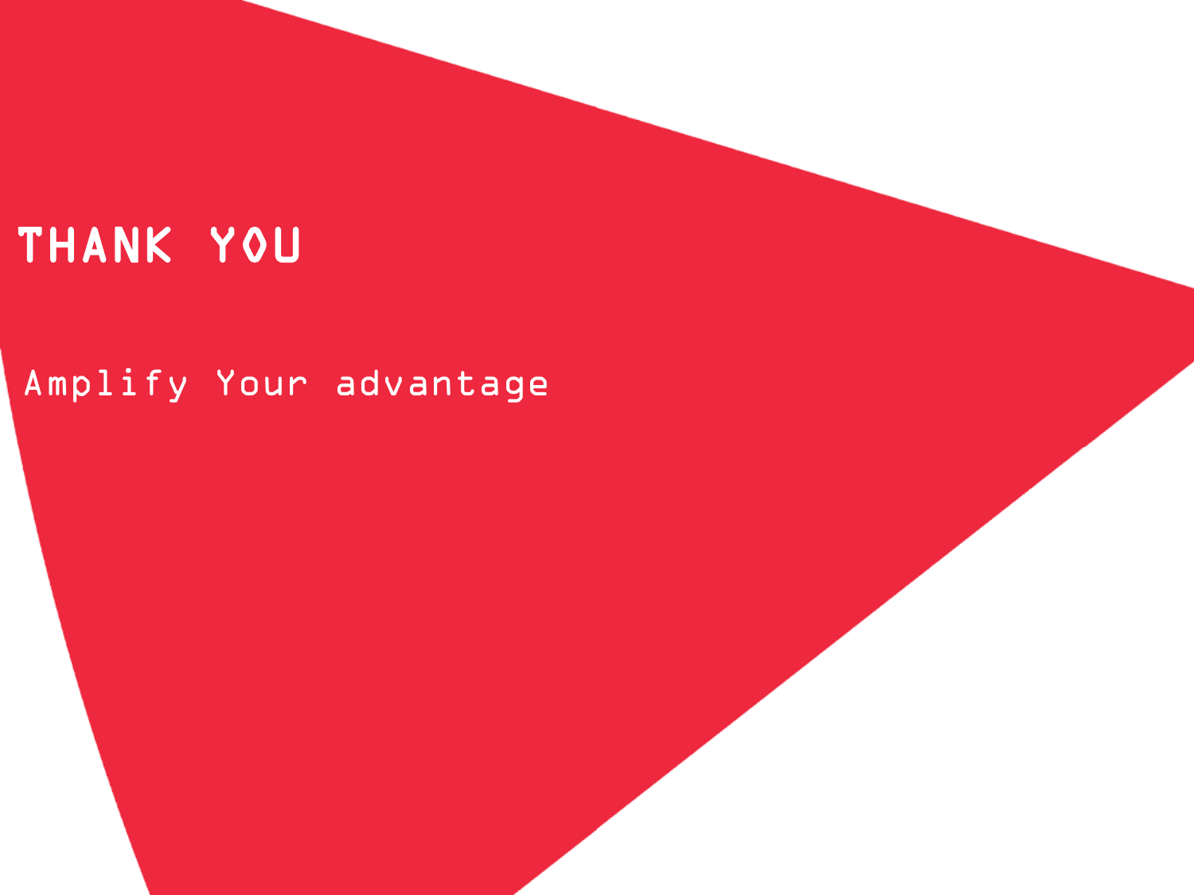# THANK YOU

Amplify Your advantage